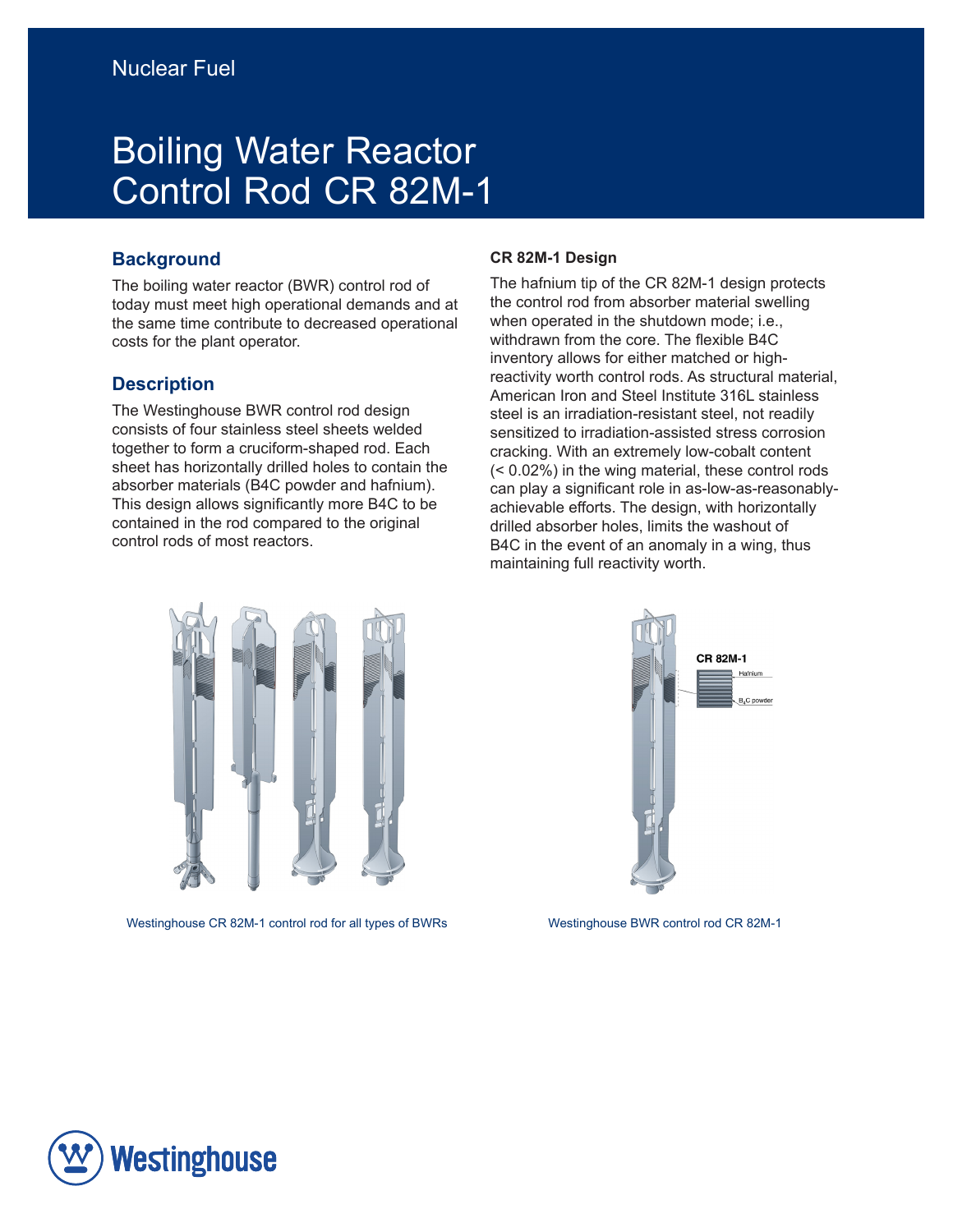Nuclear Fuel

# Boiling Water Reactor Control Rod CR 82M-1

## Background

The boiling water reactor (BWR) control rod of today must meet high operational demands and at the same time contribute to decreased operational costs for the plant operator.

## Description

The Westinghouse BWR control rod design consists of four stainless steel sheets welded together to form a cruciform-shaped rod. Each sheet has horizontally drilled holes to contain the absorber materials (B4C powder and hafnium). This design allows significantly more B4C to be contained in the rod compared to the original control rods of most reactors.

### CR 82M-1 Design

The hafnium tip of the CR 82M-1 design protects the control rod from absorber material swelling when operated in the shutdown mode; i.e., withdrawn from the core. The flexible B4C inventory allows for either matched or high-reactivity worth control rods. As structural material, American Iron and Steel Institute 316L stainless steel is an irradiation-resistant steel, not readily sensitized to irradiation-assisted stress corrosion cracking. With an extremely low-cobalt content (< 0.02%) in the wing material, these control rods can play a significant role in as-low-as-reasonably-achievable efforts. The design, with horizontally drilled absorber holes, limits the washout of B4C in the event of an anomaly in a wing, thus maintaining full reactivity worth.

Westinghouse CR 82M-1 control rod for all types of BWRs

CR 82M-1

Hafnium

$B_4C$ powder

Westinghouse BWR control rod CR 82M-1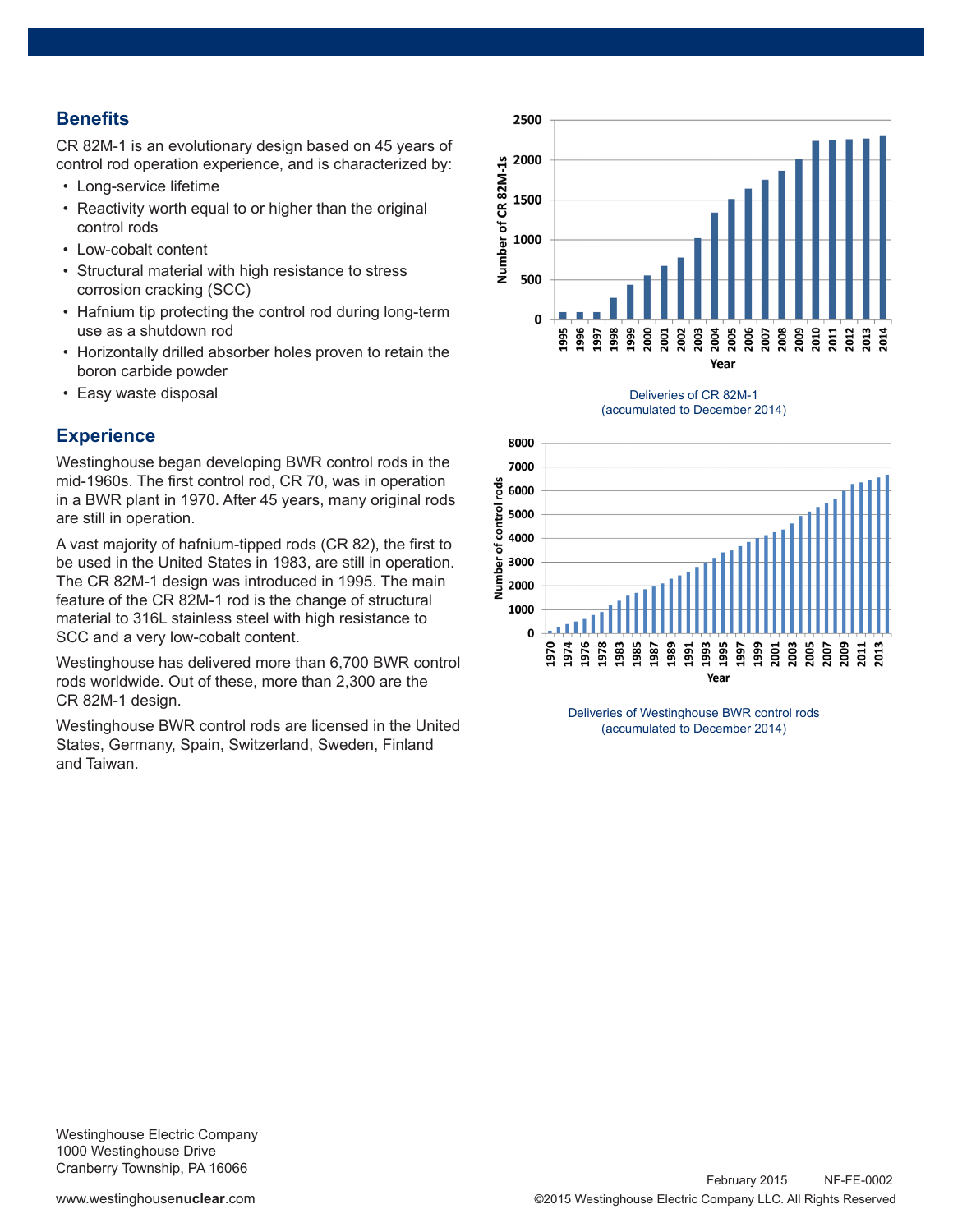## Benefits

CR 82M-1 is an evolutionary design based on 45 years of control rod operation experience, and is characterized by:

- Long-service lifetime
- Reactivity worth equal to or higher than the original control rods
- Low-cobalt content
- Structural material with high resistance to stress corrosion cracking (SCC)
- Hafnium tip protecting the control rod during long-term use as a shutdown rod
- Horizontally drilled absorber holes proven to retain the boron carbide powder
- Easy waste disposal

## Experience

Westinghouse began developing BWR control rods in the mid-1960s. The first control rod, CR 70, was in operation in a BWR plant in 1970. After 45 years, many original rods are still in operation.

A vast majority of hafnium-tipped rods (CR 82), the first to be used in the United States in 1983, are still in operation. The CR 82M-1 design was introduced in 1995. The main feature of the CR 82M-1 rod is the change of structural material to 316L stainless steel with high resistance to SCC and a very low-cobalt content.

Westinghouse has delivered more than 6,700 BWR control rods worldwide. Out of these, more than 2,300 are the CR 82M-1 design.

Westinghouse BWR control rods are licensed in the United States, Germany, Spain, Switzerland, Sweden, Finland and Taiwan.

Number of CR 82M-1s
2500
2000
1500
1000
500
0
1995 1996 1997 1998 1999 2000 2001 2002 2003 2004 2005 2006 2007 2008 2009 2010 2011 2012 2013 2014
Year

Deliveries of CR 82M-1
(accumulated to December 2014)

Number of control rods
8000
7000
6000
5000
4000
3000
2000
1000
0
1970 1974 1976 1978 1983 1985 1987 1989 1991 1993 1995 1997 1999 2001 2003 2005 2007 2009 2011 2013
Year

Deliveries of Westinghouse BWR control rods
(accumulated to December 2014)

Westinghouse Electric Company
1000 Westinghouse Drive
Cranberry Township, PA 16066

www.westinghousenuclear.com

February 2015 NF-FE-0002

©2015 Westinghouse Electric Company LLC. All Rights Reserved